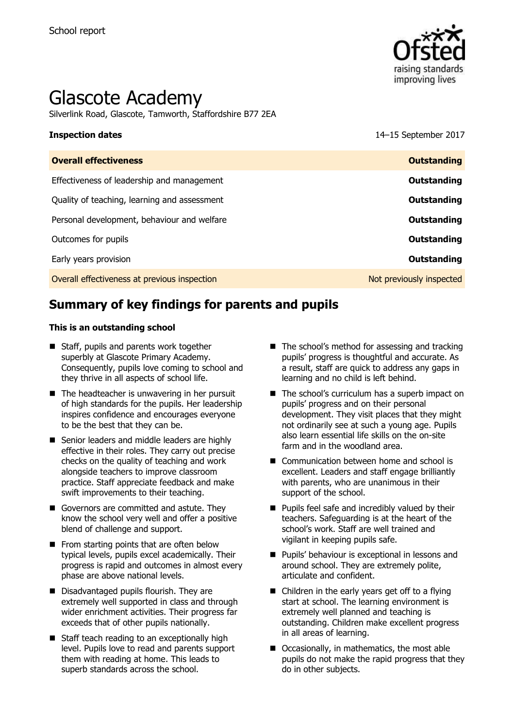School report

# Glascote Academy

Silverlink Road, Glascote, Tamworth, Staffordshire B77 2EA

| **Inspection dates** | 14–15 September 2017 |
|---|---|
| **Overall effectiveness** | **Outstanding** |
| Effectiveness of leadership and management | **Outstanding** |
| Quality of teaching, learning and assessment | **Outstanding** |
| Personal development, behaviour and welfare | **Outstanding** |
| Outcomes for pupils | **Outstanding** |
| Early years provision | **Outstanding** |
| Overall effectiveness at previous inspection | Not previously inspected |

## Summary of key findings for parents and pupils

**This is an outstanding school**

- Staff, pupils and parents work together superbly at Glascote Primary Academy. Consequently, pupils love coming to school and they thrive in all aspects of school life.
- The headteacher is unwavering in her pursuit of high standards for the pupils. Her leadership inspires confidence and encourages everyone to be the best that they can be.
- Senior leaders and middle leaders are highly effective in their roles. They carry out precise checks on the quality of teaching and work alongside teachers to improve classroom practice. Staff appreciate feedback and make swift improvements to their teaching.
- Governors are committed and astute. They know the school very well and offer a positive blend of challenge and support.
- From starting points that are often below typical levels, pupils excel academically. Their progress is rapid and outcomes in almost every phase are above national levels.
- Disadvantaged pupils flourish. They are extremely well supported in class and through wider enrichment activities. Their progress far exceeds that of other pupils nationally.
- Staff teach reading to an exceptionally high level. Pupils love to read and parents support them with reading at home. This leads to superb standards across the school.
- The school's method for assessing and tracking pupils' progress is thoughtful and accurate. As a result, staff are quick to address any gaps in learning and no child is left behind.
- The school's curriculum has a superb impact on pupils' progress and on their personal development. They visit places that they might not ordinarily see at such a young age. Pupils also learn essential life skills on the on-site farm and in the woodland area.
- Communication between home and school is excellent. Leaders and staff engage brilliantly with parents, who are unanimous in their support of the school.
- Pupils feel safe and incredibly valued by their teachers. Safeguarding is at the heart of the school's work. Staff are well trained and vigilant in keeping pupils safe.
- Pupils' behaviour is exceptional in lessons and around school. They are extremely polite, articulate and confident.
- Children in the early years get off to a flying start at school. The learning environment is extremely well planned and teaching is outstanding. Children make excellent progress in all areas of learning.
- Occasionally, in mathematics, the most able pupils do not make the rapid progress that they do in other subjects.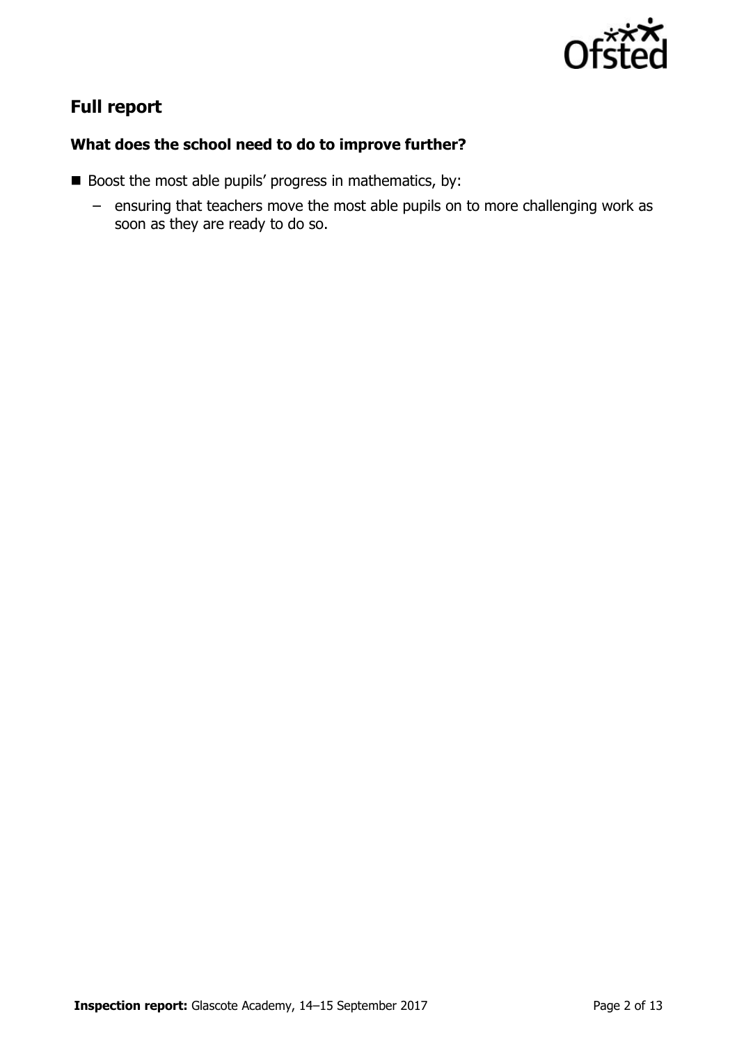## Full report

### What does the school need to do to improve further?

- Boost the most able pupils' progress in mathematics, by:
  - ensuring that teachers move the most able pupils on to more challenging work as soon as they are ready to do so.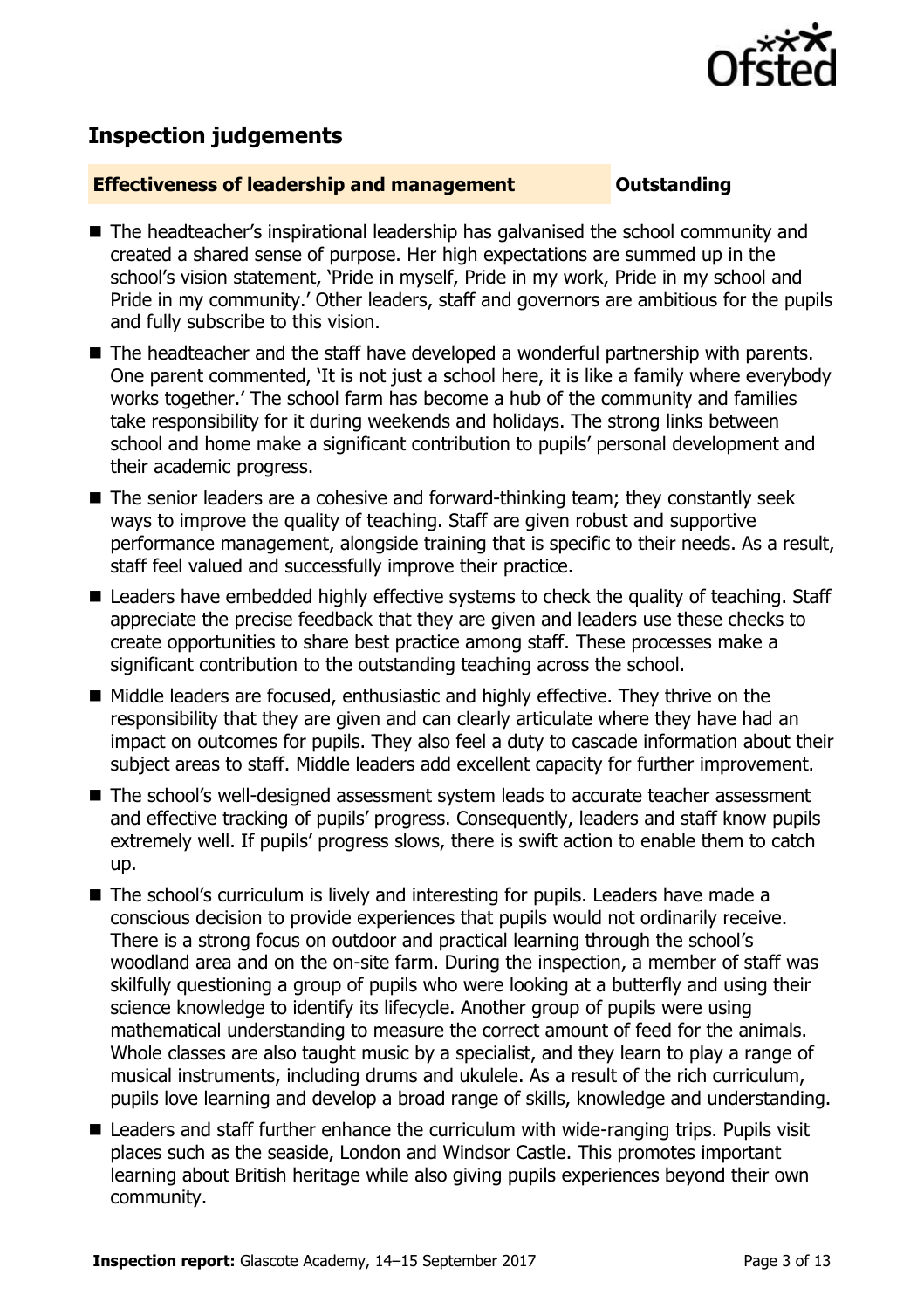## Inspection judgements

**Effectiveness of leadership and management** **Outstanding**

- The headteacher's inspirational leadership has galvanised the school community and created a shared sense of purpose. Her high expectations are summed up in the school's vision statement, 'Pride in myself, Pride in my work, Pride in my school and Pride in my community.' Other leaders, staff and governors are ambitious for the pupils and fully subscribe to this vision.
- The headteacher and the staff have developed a wonderful partnership with parents. One parent commented, 'It is not just a school here, it is like a family where everybody works together.' The school farm has become a hub of the community and families take responsibility for it during weekends and holidays. The strong links between school and home make a significant contribution to pupils' personal development and their academic progress.
- The senior leaders are a cohesive and forward-thinking team; they constantly seek ways to improve the quality of teaching. Staff are given robust and supportive performance management, alongside training that is specific to their needs. As a result, staff feel valued and successfully improve their practice.
- Leaders have embedded highly effective systems to check the quality of teaching. Staff appreciate the precise feedback that they are given and leaders use these checks to create opportunities to share best practice among staff. These processes make a significant contribution to the outstanding teaching across the school.
- Middle leaders are focused, enthusiastic and highly effective. They thrive on the responsibility that they are given and can clearly articulate where they have had an impact on outcomes for pupils. They also feel a duty to cascade information about their subject areas to staff. Middle leaders add excellent capacity for further improvement.
- The school's well-designed assessment system leads to accurate teacher assessment and effective tracking of pupils' progress. Consequently, leaders and staff know pupils extremely well. If pupils' progress slows, there is swift action to enable them to catch up.
- The school's curriculum is lively and interesting for pupils. Leaders have made a conscious decision to provide experiences that pupils would not ordinarily receive. There is a strong focus on outdoor and practical learning through the school's woodland area and on the on-site farm. During the inspection, a member of staff was skilfully questioning a group of pupils who were looking at a butterfly and using their science knowledge to identify its lifecycle. Another group of pupils were using mathematical understanding to measure the correct amount of feed for the animals. Whole classes are also taught music by a specialist, and they learn to play a range of musical instruments, including drums and ukulele. As a result of the rich curriculum, pupils love learning and develop a broad range of skills, knowledge and understanding.
- Leaders and staff further enhance the curriculum with wide-ranging trips. Pupils visit places such as the seaside, London and Windsor Castle. This promotes important learning about British heritage while also giving pupils experiences beyond their own community.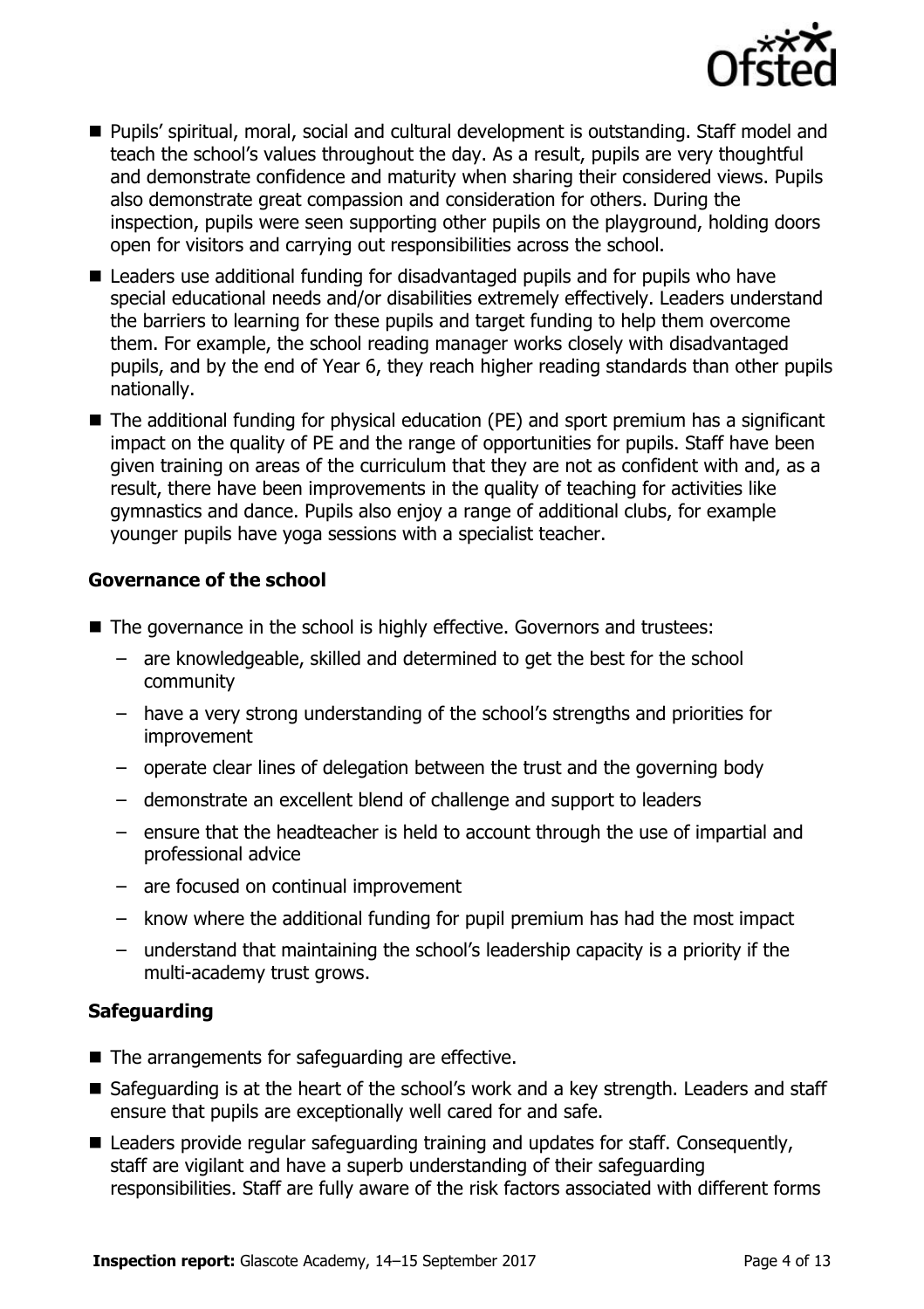- Pupils' spiritual, moral, social and cultural development is outstanding. Staff model and teach the school's values throughout the day. As a result, pupils are very thoughtful and demonstrate confidence and maturity when sharing their considered views. Pupils also demonstrate great compassion and consideration for others. During the inspection, pupils were seen supporting other pupils on the playground, holding doors open for visitors and carrying out responsibilities across the school.
- Leaders use additional funding for disadvantaged pupils and for pupils who have special educational needs and/or disabilities extremely effectively. Leaders understand the barriers to learning for these pupils and target funding to help them overcome them. For example, the school reading manager works closely with disadvantaged pupils, and by the end of Year 6, they reach higher reading standards than other pupils nationally.
- The additional funding for physical education (PE) and sport premium has a significant impact on the quality of PE and the range of opportunities for pupils. Staff have been given training on areas of the curriculum that they are not as confident with and, as a result, there have been improvements in the quality of teaching for activities like gymnastics and dance. Pupils also enjoy a range of additional clubs, for example younger pupils have yoga sessions with a specialist teacher.

### Governance of the school

- The governance in the school is highly effective. Governors and trustees:
  - are knowledgeable, skilled and determined to get the best for the school community
  - have a very strong understanding of the school's strengths and priorities for improvement
  - operate clear lines of delegation between the trust and the governing body
  - demonstrate an excellent blend of challenge and support to leaders
  - ensure that the headteacher is held to account through the use of impartial and professional advice
  - are focused on continual improvement
  - know where the additional funding for pupil premium has had the most impact
  - understand that maintaining the school's leadership capacity is a priority if the multi-academy trust grows.

### Safeguarding

- The arrangements for safeguarding are effective.
- Safeguarding is at the heart of the school's work and a key strength. Leaders and staff ensure that pupils are exceptionally well cared for and safe.
- Leaders provide regular safeguarding training and updates for staff. Consequently, staff are vigilant and have a superb understanding of their safeguarding responsibilities. Staff are fully aware of the risk factors associated with different forms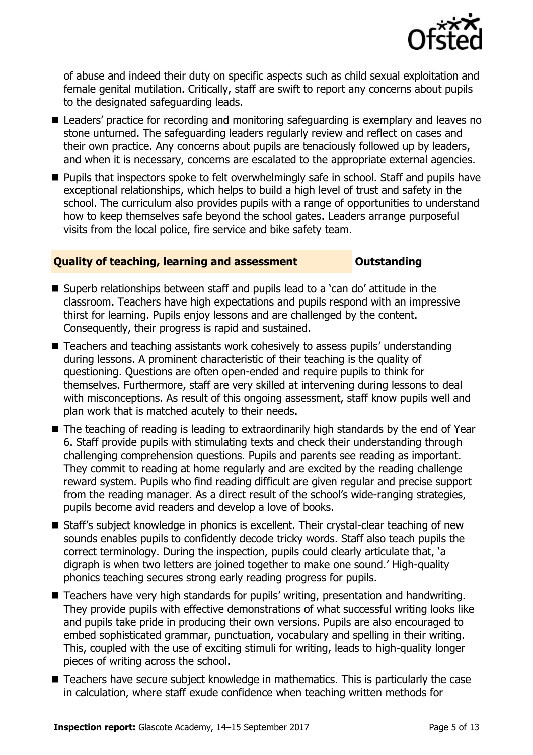of abuse and indeed their duty on specific aspects such as child sexual exploitation and female genital mutilation. Critically, staff are swift to report any concerns about pupils to the designated safeguarding leads.

- Leaders' practice for recording and monitoring safeguarding is exemplary and leaves no stone unturned. The safeguarding leaders regularly review and reflect on cases and their own practice. Any concerns about pupils are tenaciously followed up by leaders, and when it is necessary, concerns are escalated to the appropriate external agencies.
- Pupils that inspectors spoke to felt overwhelmingly safe in school. Staff and pupils have exceptional relationships, which helps to build a high level of trust and safety in the school. The curriculum also provides pupils with a range of opportunities to understand how to keep themselves safe beyond the school gates. Leaders arrange purposeful visits from the local police, fire service and bike safety team.

## Quality of teaching, learning and assessment — Outstanding

- Superb relationships between staff and pupils lead to a 'can do' attitude in the classroom. Teachers have high expectations and pupils respond with an impressive thirst for learning. Pupils enjoy lessons and are challenged by the content. Consequently, their progress is rapid and sustained.
- Teachers and teaching assistants work cohesively to assess pupils' understanding during lessons. A prominent characteristic of their teaching is the quality of questioning. Questions are often open-ended and require pupils to think for themselves. Furthermore, staff are very skilled at intervening during lessons to deal with misconceptions. As result of this ongoing assessment, staff know pupils well and plan work that is matched acutely to their needs.
- The teaching of reading is leading to extraordinarily high standards by the end of Year 6. Staff provide pupils with stimulating texts and check their understanding through challenging comprehension questions. Pupils and parents see reading as important. They commit to reading at home regularly and are excited by the reading challenge reward system. Pupils who find reading difficult are given regular and precise support from the reading manager. As a direct result of the school's wide-ranging strategies, pupils become avid readers and develop a love of books.
- Staff's subject knowledge in phonics is excellent. Their crystal-clear teaching of new sounds enables pupils to confidently decode tricky words. Staff also teach pupils the correct terminology. During the inspection, pupils could clearly articulate that, 'a digraph is when two letters are joined together to make one sound.' High-quality phonics teaching secures strong early reading progress for pupils.
- Teachers have very high standards for pupils' writing, presentation and handwriting. They provide pupils with effective demonstrations of what successful writing looks like and pupils take pride in producing their own versions. Pupils are also encouraged to embed sophisticated grammar, punctuation, vocabulary and spelling in their writing. This, coupled with the use of exciting stimuli for writing, leads to high-quality longer pieces of writing across the school.
- Teachers have secure subject knowledge in mathematics. This is particularly the case in calculation, where staff exude confidence when teaching written methods for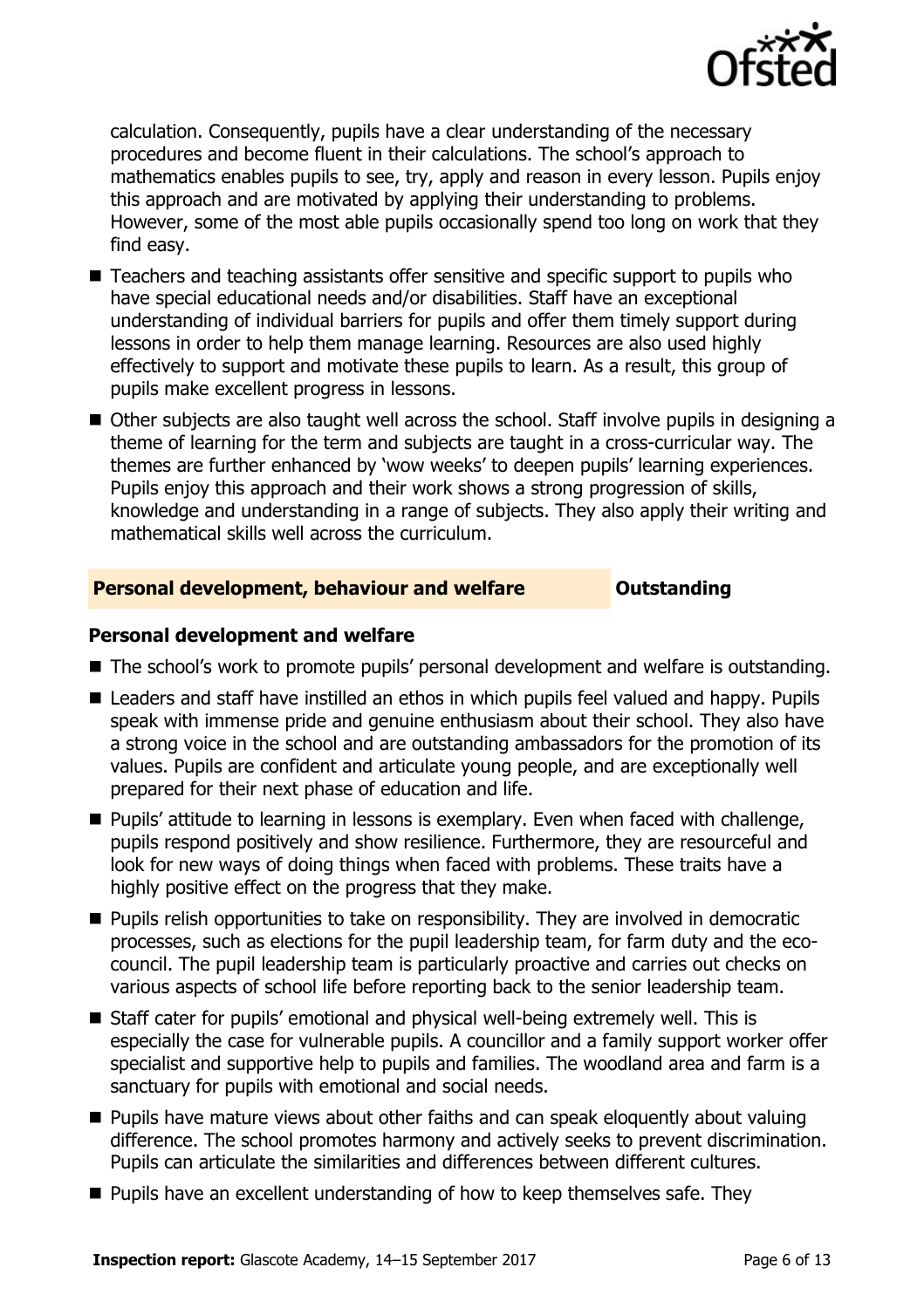calculation. Consequently, pupils have a clear understanding of the necessary procedures and become fluent in their calculations. The school's approach to mathematics enables pupils to see, try, apply and reason in every lesson. Pupils enjoy this approach and are motivated by applying their understanding to problems. However, some of the most able pupils occasionally spend too long on work that they find easy.

- Teachers and teaching assistants offer sensitive and specific support to pupils who have special educational needs and/or disabilities. Staff have an exceptional understanding of individual barriers for pupils and offer them timely support during lessons in order to help them manage learning. Resources are also used highly effectively to support and motivate these pupils to learn. As a result, this group of pupils make excellent progress in lessons.
- Other subjects are also taught well across the school. Staff involve pupils in designing a theme of learning for the term and subjects are taught in a cross-curricular way. The themes are further enhanced by 'wow weeks' to deepen pupils' learning experiences. Pupils enjoy this approach and their work shows a strong progression of skills, knowledge and understanding in a range of subjects. They also apply their writing and mathematical skills well across the curriculum.

## Personal development, behaviour and welfare — Outstanding

### Personal development and welfare

- The school's work to promote pupils' personal development and welfare is outstanding.
- Leaders and staff have instilled an ethos in which pupils feel valued and happy. Pupils speak with immense pride and genuine enthusiasm about their school. They also have a strong voice in the school and are outstanding ambassadors for the promotion of its values. Pupils are confident and articulate young people, and are exceptionally well prepared for their next phase of education and life.
- Pupils' attitude to learning in lessons is exemplary. Even when faced with challenge, pupils respond positively and show resilience. Furthermore, they are resourceful and look for new ways of doing things when faced with problems. These traits have a highly positive effect on the progress that they make.
- Pupils relish opportunities to take on responsibility. They are involved in democratic processes, such as elections for the pupil leadership team, for farm duty and the eco-council. The pupil leadership team is particularly proactive and carries out checks on various aspects of school life before reporting back to the senior leadership team.
- Staff cater for pupils' emotional and physical well-being extremely well. This is especially the case for vulnerable pupils. A councillor and a family support worker offer specialist and supportive help to pupils and families. The woodland area and farm is a sanctuary for pupils with emotional and social needs.
- Pupils have mature views about other faiths and can speak eloquently about valuing difference. The school promotes harmony and actively seeks to prevent discrimination. Pupils can articulate the similarities and differences between different cultures.
- Pupils have an excellent understanding of how to keep themselves safe. They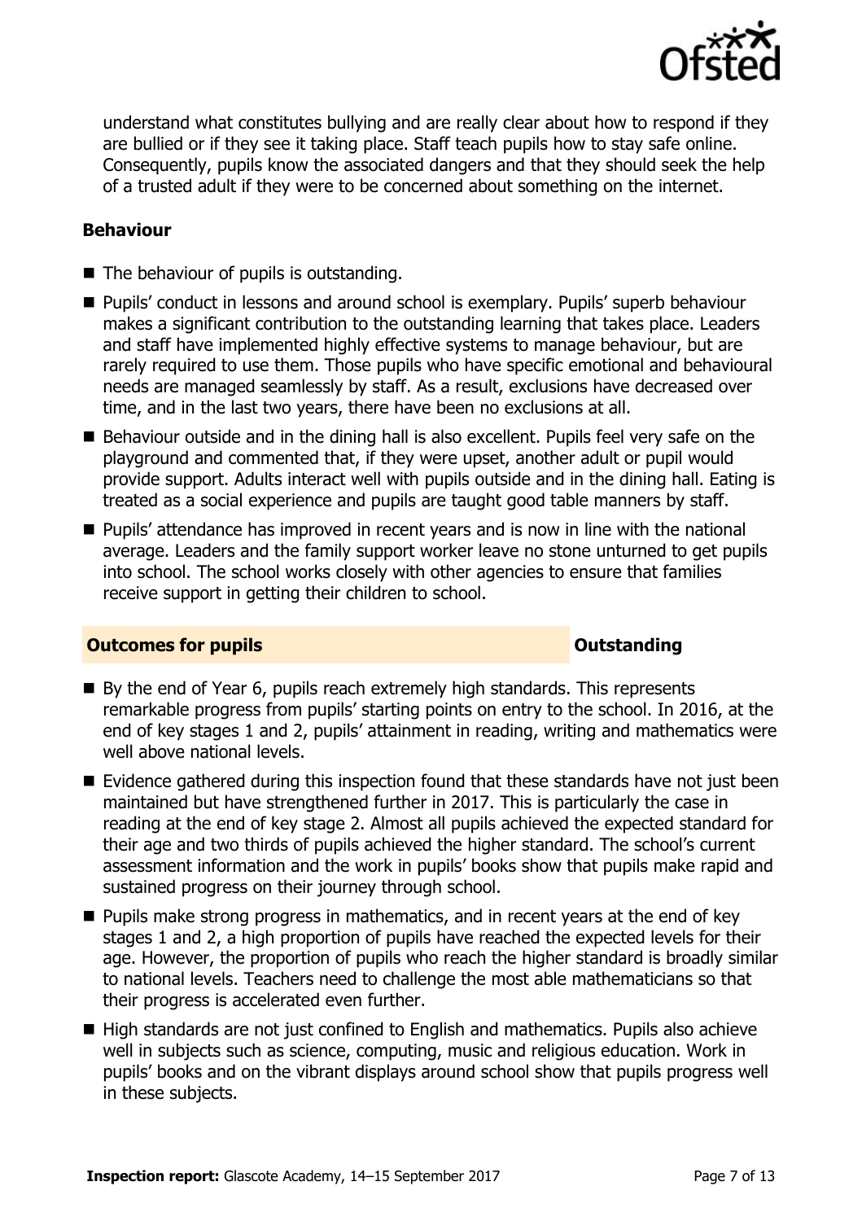understand what constitutes bullying and are really clear about how to respond if they are bullied or if they see it taking place. Staff teach pupils how to stay safe online. Consequently, pupils know the associated dangers and that they should seek the help of a trusted adult if they were to be concerned about something on the internet.

### Behaviour

- The behaviour of pupils is outstanding.
- Pupils' conduct in lessons and around school is exemplary. Pupils' superb behaviour makes a significant contribution to the outstanding learning that takes place. Leaders and staff have implemented highly effective systems to manage behaviour, but are rarely required to use them. Those pupils who have specific emotional and behavioural needs are managed seamlessly by staff. As a result, exclusions have decreased over time, and in the last two years, there have been no exclusions at all.
- Behaviour outside and in the dining hall is also excellent. Pupils feel very safe on the playground and commented that, if they were upset, another adult or pupil would provide support. Adults interact well with pupils outside and in the dining hall. Eating is treated as a social experience and pupils are taught good table manners by staff.
- Pupils' attendance has improved in recent years and is now in line with the national average. Leaders and the family support worker leave no stone unturned to get pupils into school. The school works closely with other agencies to ensure that families receive support in getting their children to school.

## Outcomes for pupils — Outstanding

- By the end of Year 6, pupils reach extremely high standards. This represents remarkable progress from pupils' starting points on entry to the school. In 2016, at the end of key stages 1 and 2, pupils' attainment in reading, writing and mathematics were well above national levels.
- Evidence gathered during this inspection found that these standards have not just been maintained but have strengthened further in 2017. This is particularly the case in reading at the end of key stage 2. Almost all pupils achieved the expected standard for their age and two thirds of pupils achieved the higher standard. The school's current assessment information and the work in pupils' books show that pupils make rapid and sustained progress on their journey through school.
- Pupils make strong progress in mathematics, and in recent years at the end of key stages 1 and 2, a high proportion of pupils have reached the expected levels for their age. However, the proportion of pupils who reach the higher standard is broadly similar to national levels. Teachers need to challenge the most able mathematicians so that their progress is accelerated even further.
- High standards are not just confined to English and mathematics. Pupils also achieve well in subjects such as science, computing, music and religious education. Work in pupils' books and on the vibrant displays around school show that pupils progress well in these subjects.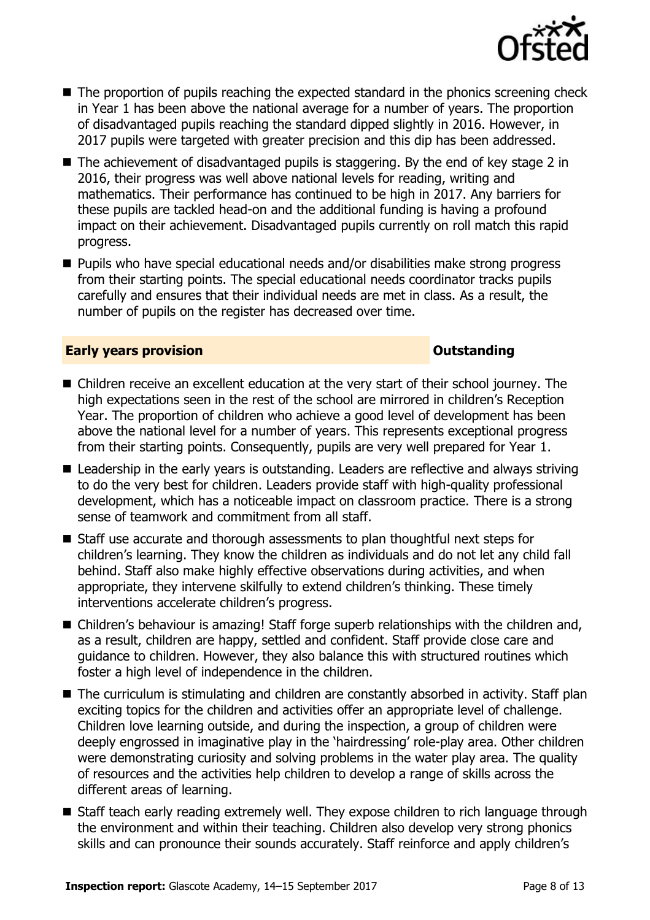- The proportion of pupils reaching the expected standard in the phonics screening check in Year 1 has been above the national average for a number of years. The proportion of disadvantaged pupils reaching the standard dipped slightly in 2016. However, in 2017 pupils were targeted with greater precision and this dip has been addressed.
- The achievement of disadvantaged pupils is staggering. By the end of key stage 2 in 2016, their progress was well above national levels for reading, writing and mathematics. Their performance has continued to be high in 2017. Any barriers for these pupils are tackled head-on and the additional funding is having a profound impact on their achievement. Disadvantaged pupils currently on roll match this rapid progress.
- Pupils who have special educational needs and/or disabilities make strong progress from their starting points. The special educational needs coordinator tracks pupils carefully and ensures that their individual needs are met in class. As a result, the number of pupils on the register has decreased over time.

## Early years provision — Outstanding

- Children receive an excellent education at the very start of their school journey. The high expectations seen in the rest of the school are mirrored in children's Reception Year. The proportion of children who achieve a good level of development has been above the national level for a number of years. This represents exceptional progress from their starting points. Consequently, pupils are very well prepared for Year 1.
- Leadership in the early years is outstanding. Leaders are reflective and always striving to do the very best for children. Leaders provide staff with high-quality professional development, which has a noticeable impact on classroom practice. There is a strong sense of teamwork and commitment from all staff.
- Staff use accurate and thorough assessments to plan thoughtful next steps for children's learning. They know the children as individuals and do not let any child fall behind. Staff also make highly effective observations during activities, and when appropriate, they intervene skilfully to extend children's thinking. These timely interventions accelerate children's progress.
- Children's behaviour is amazing! Staff forge superb relationships with the children and, as a result, children are happy, settled and confident. Staff provide close care and guidance to children. However, they also balance this with structured routines which foster a high level of independence in the children.
- The curriculum is stimulating and children are constantly absorbed in activity. Staff plan exciting topics for the children and activities offer an appropriate level of challenge. Children love learning outside, and during the inspection, a group of children were deeply engrossed in imaginative play in the 'hairdressing' role-play area. Other children were demonstrating curiosity and solving problems in the water play area. The quality of resources and the activities help children to develop a range of skills across the different areas of learning.
- Staff teach early reading extremely well. They expose children to rich language through the environment and within their teaching. Children also develop very strong phonics skills and can pronounce their sounds accurately. Staff reinforce and apply children's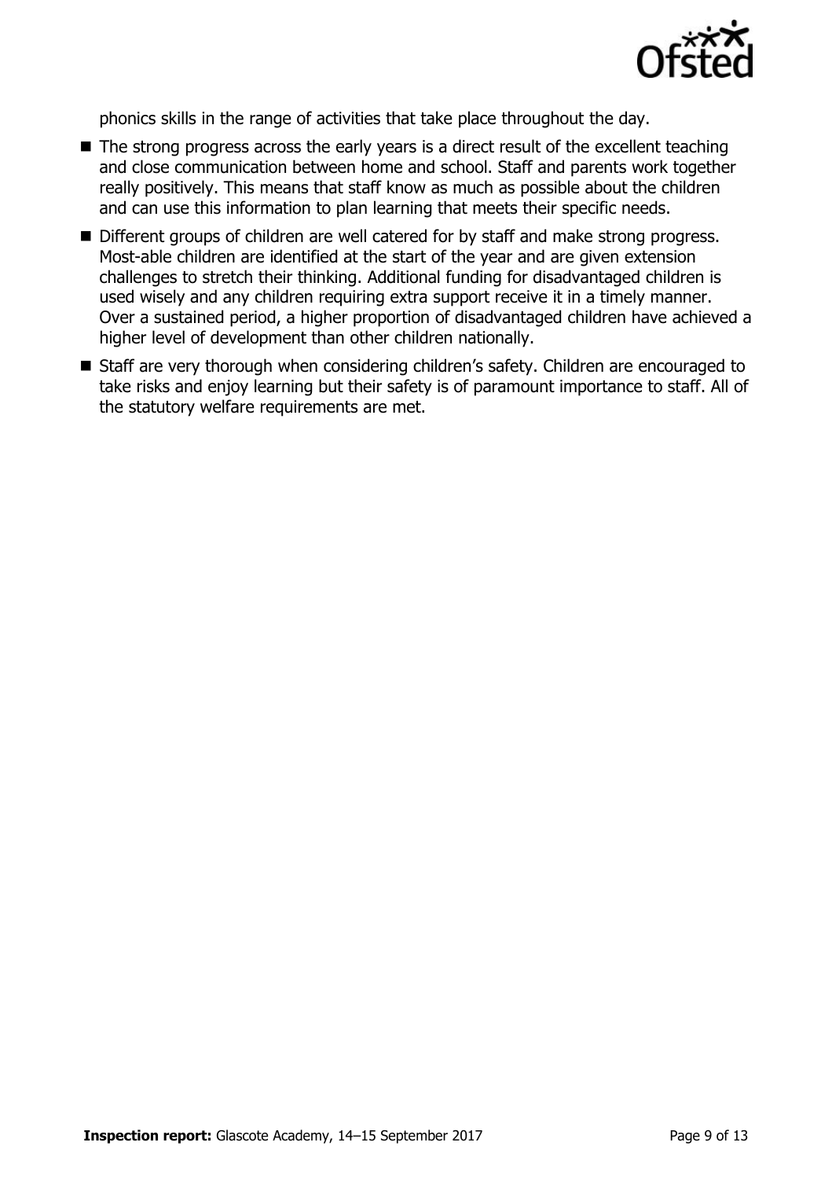phonics skills in the range of activities that take place throughout the day.

- The strong progress across the early years is a direct result of the excellent teaching and close communication between home and school. Staff and parents work together really positively. This means that staff know as much as possible about the children and can use this information to plan learning that meets their specific needs.
- Different groups of children are well catered for by staff and make strong progress. Most-able children are identified at the start of the year and are given extension challenges to stretch their thinking. Additional funding for disadvantaged children is used wisely and any children requiring extra support receive it in a timely manner. Over a sustained period, a higher proportion of disadvantaged children have achieved a higher level of development than other children nationally.
- Staff are very thorough when considering children's safety. Children are encouraged to take risks and enjoy learning but their safety is of paramount importance to staff. All of the statutory welfare requirements are met.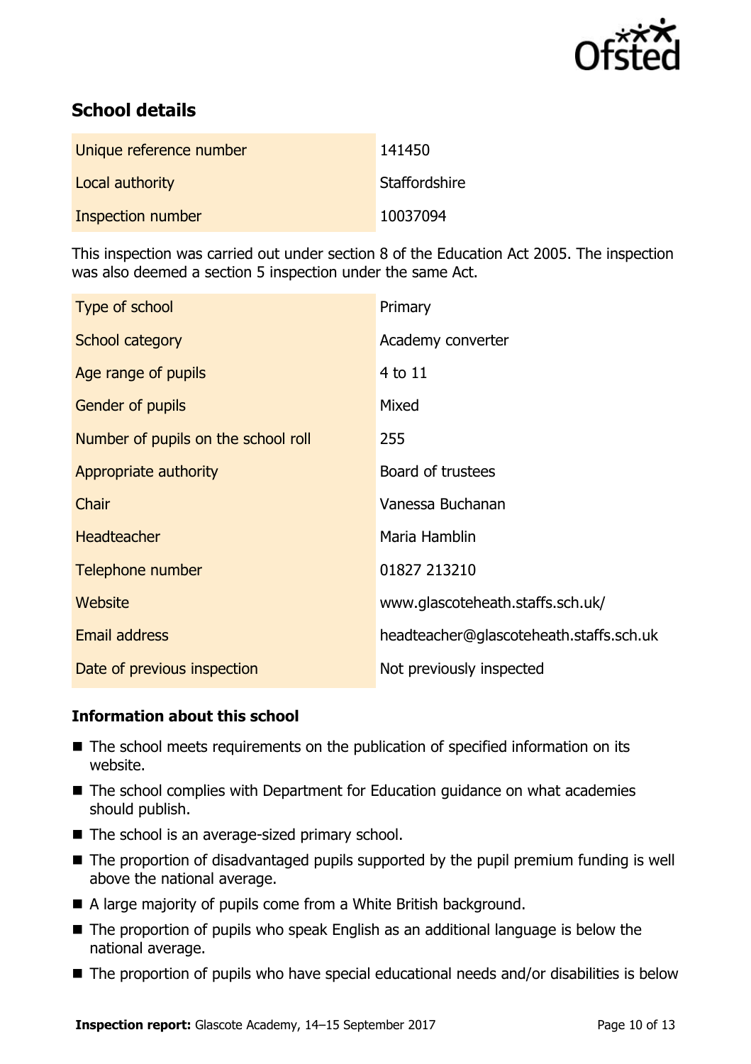## School details

| | |
|---|---|
| Unique reference number | 141450 |
| Local authority | Staffordshire |
| Inspection number | 10037094 |

This inspection was carried out under section 8 of the Education Act 2005. The inspection was also deemed a section 5 inspection under the same Act.

| | |
|---|---|
| Type of school | Primary |
| School category | Academy converter |
| Age range of pupils | 4 to 11 |
| Gender of pupils | Mixed |
| Number of pupils on the school roll | 255 |
| Appropriate authority | Board of trustees |
| Chair | Vanessa Buchanan |
| Headteacher | Maria Hamblin |
| Telephone number | 01827 213210 |
| Website | www.glascoteheath.staffs.sch.uk/ |
| Email address | headteacher@glascoteheath.staffs.sch.uk |
| Date of previous inspection | Not previously inspected |

### Information about this school

- The school meets requirements on the publication of specified information on its website.
- The school complies with Department for Education guidance on what academies should publish.
- The school is an average-sized primary school.
- The proportion of disadvantaged pupils supported by the pupil premium funding is well above the national average.
- A large majority of pupils come from a White British background.
- The proportion of pupils who speak English as an additional language is below the national average.
- The proportion of pupils who have special educational needs and/or disabilities is below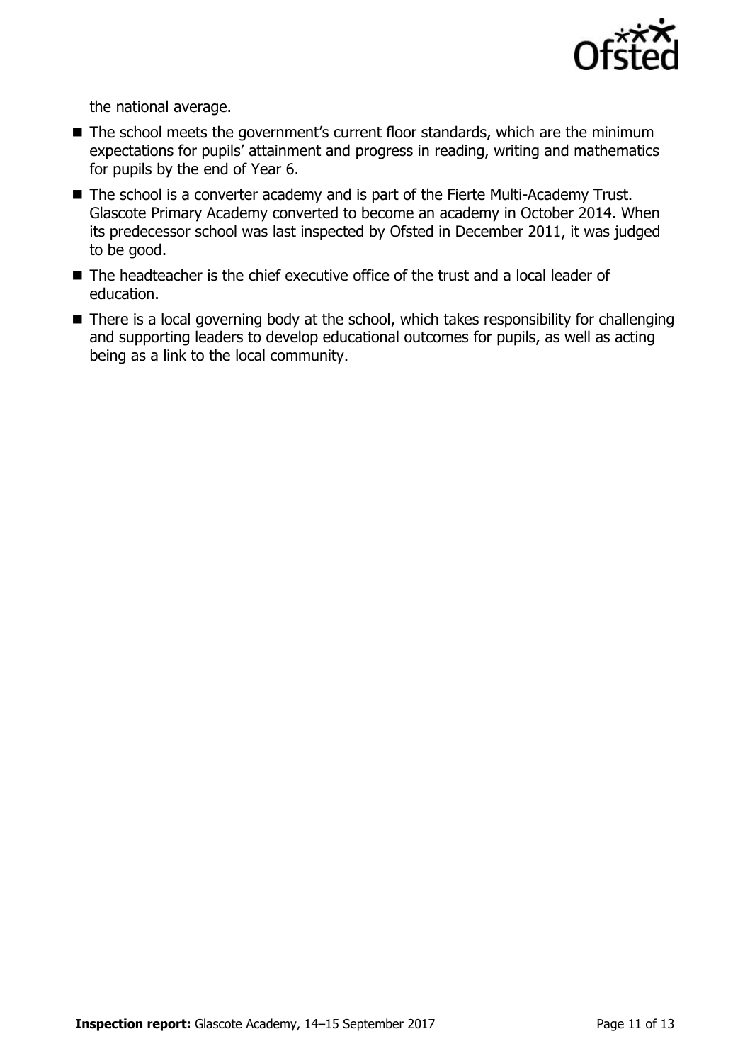the national average.

- The school meets the government's current floor standards, which are the minimum expectations for pupils' attainment and progress in reading, writing and mathematics for pupils by the end of Year 6.
- The school is a converter academy and is part of the Fierte Multi-Academy Trust. Glascote Primary Academy converted to become an academy in October 2014. When its predecessor school was last inspected by Ofsted in December 2011, it was judged to be good.
- The headteacher is the chief executive office of the trust and a local leader of education.
- There is a local governing body at the school, which takes responsibility for challenging and supporting leaders to develop educational outcomes for pupils, as well as acting being as a link to the local community.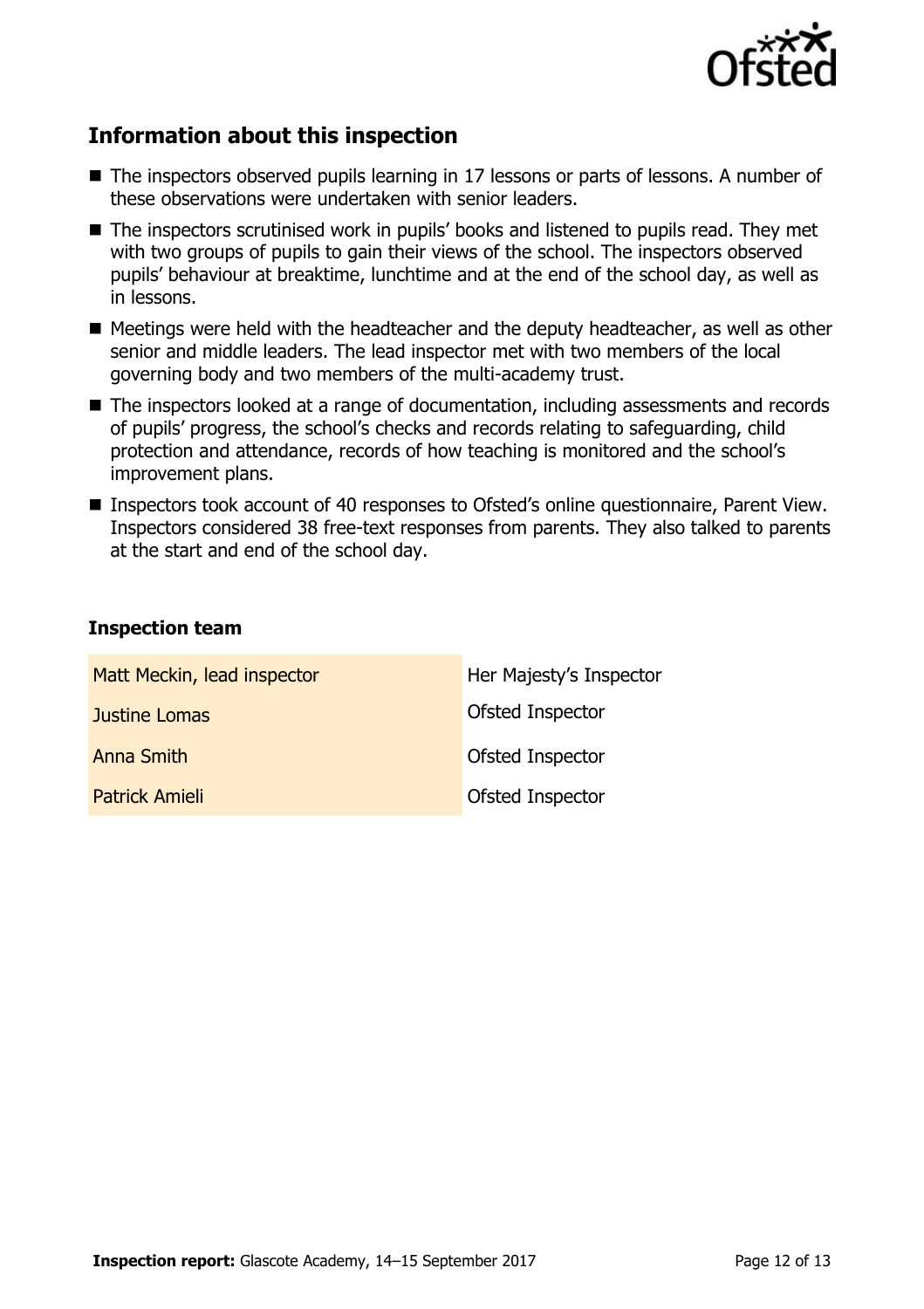## Information about this inspection

- The inspectors observed pupils learning in 17 lessons or parts of lessons. A number of these observations were undertaken with senior leaders.
- The inspectors scrutinised work in pupils' books and listened to pupils read. They met with two groups of pupils to gain their views of the school. The inspectors observed pupils' behaviour at breaktime, lunchtime and at the end of the school day, as well as in lessons.
- Meetings were held with the headteacher and the deputy headteacher, as well as other senior and middle leaders. The lead inspector met with two members of the local governing body and two members of the multi-academy trust.
- The inspectors looked at a range of documentation, including assessments and records of pupils' progress, the school's checks and records relating to safeguarding, child protection and attendance, records of how teaching is monitored and the school's improvement plans.
- Inspectors took account of 40 responses to Ofsted's online questionnaire, Parent View. Inspectors considered 38 free-text responses from parents. They also talked to parents at the start and end of the school day.

### Inspection team

| | |
|---|---|
| Matt Meckin, lead inspector | Her Majesty's Inspector |
| Justine Lomas | Ofsted Inspector |
| Anna Smith | Ofsted Inspector |
| Patrick Amieli | Ofsted Inspector |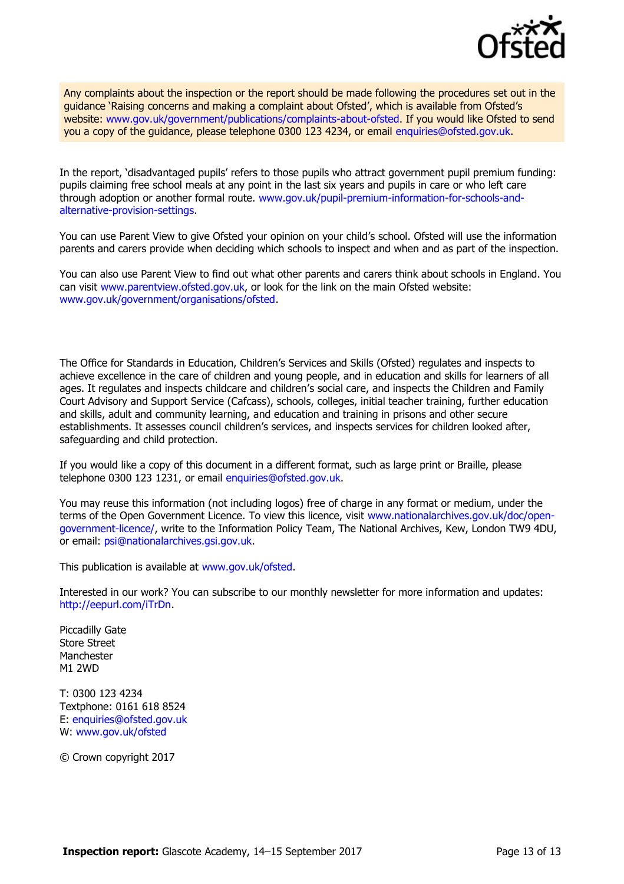Any complaints about the inspection or the report should be made following the procedures set out in the guidance 'Raising concerns and making a complaint about Ofsted', which is available from Ofsted's website: www.gov.uk/government/publications/complaints-about-ofsted. If you would like Ofsted to send you a copy of the guidance, please telephone 0300 123 4234, or email enquiries@ofsted.gov.uk.

In the report, 'disadvantaged pupils' refers to those pupils who attract government pupil premium funding: pupils claiming free school meals at any point in the last six years and pupils in care or who left care through adoption or another formal route. www.gov.uk/pupil-premium-information-for-schools-and-alternative-provision-settings.

You can use Parent View to give Ofsted your opinion on your child's school. Ofsted will use the information parents and carers provide when deciding which schools to inspect and when and as part of the inspection.

You can also use Parent View to find out what other parents and carers think about schools in England. You can visit www.parentview.ofsted.gov.uk, or look for the link on the main Ofsted website: www.gov.uk/government/organisations/ofsted.

The Office for Standards in Education, Children's Services and Skills (Ofsted) regulates and inspects to achieve excellence in the care of children and young people, and in education and skills for learners of all ages. It regulates and inspects childcare and children's social care, and inspects the Children and Family Court Advisory and Support Service (Cafcass), schools, colleges, initial teacher training, further education and skills, adult and community learning, and education and training in prisons and other secure establishments. It assesses council children's services, and inspects services for children looked after, safeguarding and child protection.

If you would like a copy of this document in a different format, such as large print or Braille, please telephone 0300 123 1231, or email enquiries@ofsted.gov.uk.

You may reuse this information (not including logos) free of charge in any format or medium, under the terms of the Open Government Licence. To view this licence, visit www.nationalarchives.gov.uk/doc/open-government-licence/, write to the Information Policy Team, The National Archives, Kew, London TW9 4DU, or email: psi@nationalarchives.gsi.gov.uk.

This publication is available at www.gov.uk/ofsted.

Interested in our work? You can subscribe to our monthly newsletter for more information and updates: http://eepurl.com/iTrDn.

Piccadilly Gate
Store Street
Manchester
M1 2WD

T: 0300 123 4234
Textphone: 0161 618 8524
E: enquiries@ofsted.gov.uk
W: www.gov.uk/ofsted

© Crown copyright 2017